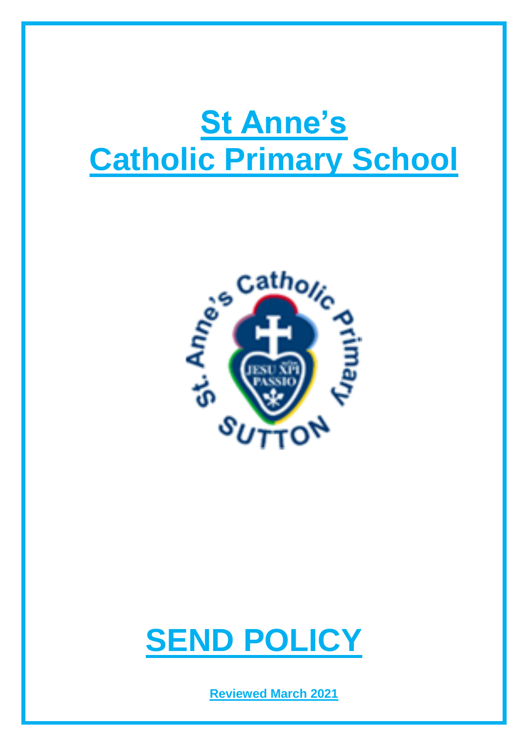# St Anne's Catholic Primary School

# SEND POLICY

**Reviewed March 2021**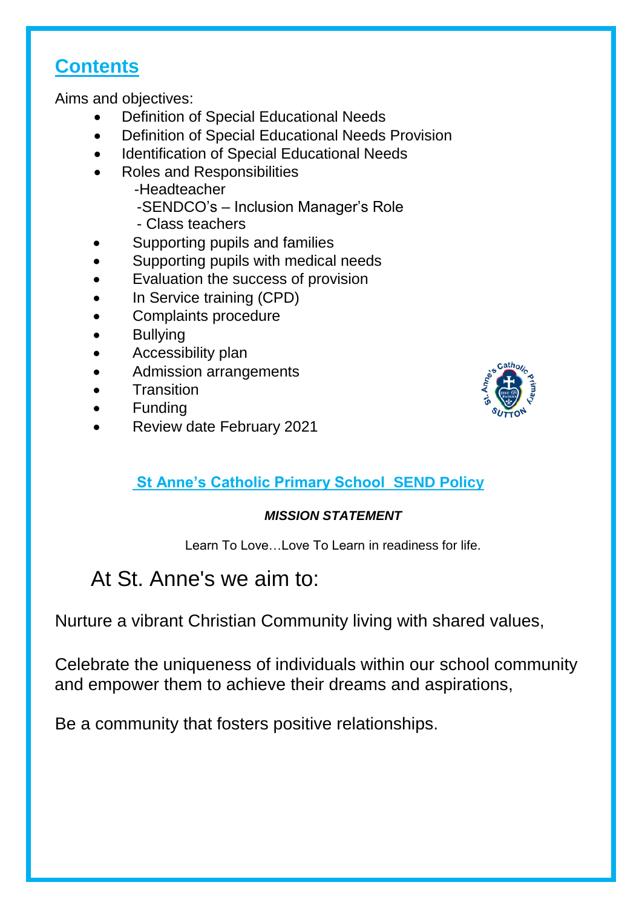## Contents

Aims and objectives:

- Definition of Special Educational Needs
- Definition of Special Educational Needs Provision
- Identification of Special Educational Needs
- Roles and Responsibilities
  - -Headteacher
  - -SENDCO's – Inclusion Manager's Role
  - - Class teachers
- Supporting pupils and families
- Supporting pupils with medical needs
- Evaluation the success of provision
- In Service training (CPD)
- Complaints procedure
- Bullying
- Accessibility plan
- Admission arrangements
- Transition
- Funding
- Review date February 2021

## St Anne's Catholic Primary School SEND Policy

***MISSION STATEMENT***

Learn To Love…Love To Learn in readiness for life.

### At St. Anne's we aim to:

Nurture a vibrant Christian Community living with shared values,

Celebrate the uniqueness of individuals within our school community and empower them to achieve their dreams and aspirations,

Be a community that fosters positive relationships.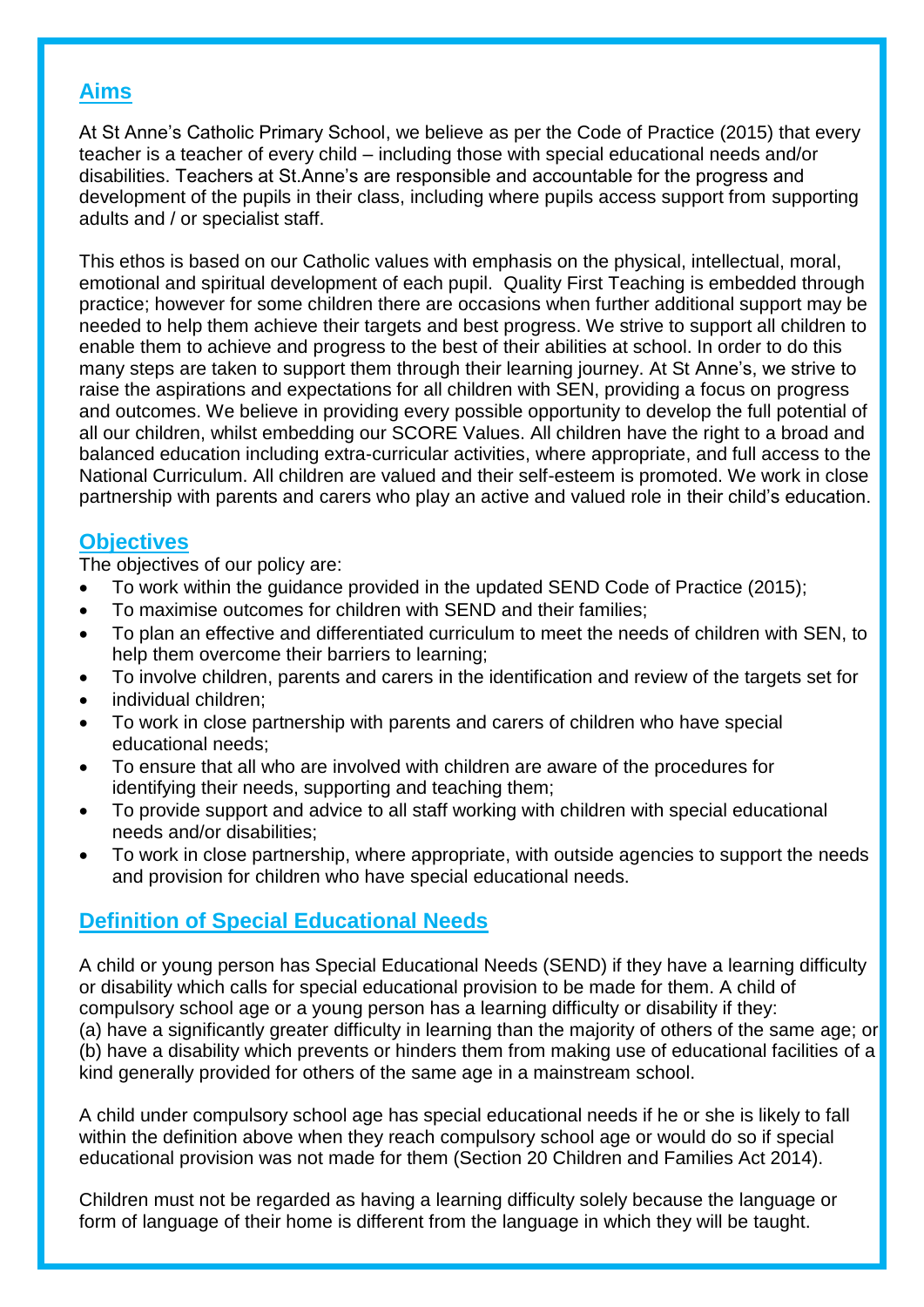## Aims

At St Anne's Catholic Primary School, we believe as per the Code of Practice (2015) that every teacher is a teacher of every child – including those with special educational needs and/or disabilities. Teachers at St.Anne's are responsible and accountable for the progress and development of the pupils in their class, including where pupils access support from supporting adults and / or specialist staff.

This ethos is based on our Catholic values with emphasis on the physical, intellectual, moral, emotional and spiritual development of each pupil. Quality First Teaching is embedded through practice; however for some children there are occasions when further additional support may be needed to help them achieve their targets and best progress. We strive to support all children to enable them to achieve and progress to the best of their abilities at school. In order to do this many steps are taken to support them through their learning journey. At St Anne's, we strive to raise the aspirations and expectations for all children with SEN, providing a focus on progress and outcomes. We believe in providing every possible opportunity to develop the full potential of all our children, whilst embedding our SCORE Values. All children have the right to a broad and balanced education including extra-curricular activities, where appropriate, and full access to the National Curriculum. All children are valued and their self-esteem is promoted. We work in close partnership with parents and carers who play an active and valued role in their child's education.

## Objectives

The objectives of our policy are:

- To work within the guidance provided in the updated SEND Code of Practice (2015);
- To maximise outcomes for children with SEND and their families;
- To plan an effective and differentiated curriculum to meet the needs of children with SEN, to help them overcome their barriers to learning;
- To involve children, parents and carers in the identification and review of the targets set for
- individual children;
- To work in close partnership with parents and carers of children who have special educational needs;
- To ensure that all who are involved with children are aware of the procedures for identifying their needs, supporting and teaching them;
- To provide support and advice to all staff working with children with special educational needs and/or disabilities;
- To work in close partnership, where appropriate, with outside agencies to support the needs and provision for children who have special educational needs.

## Definition of Special Educational Needs

A child or young person has Special Educational Needs (SEND) if they have a learning difficulty or disability which calls for special educational provision to be made for them. A child of compulsory school age or a young person has a learning difficulty or disability if they:
(a) have a significantly greater difficulty in learning than the majority of others of the same age; or
(b) have a disability which prevents or hinders them from making use of educational facilities of a kind generally provided for others of the same age in a mainstream school.

A child under compulsory school age has special educational needs if he or she is likely to fall within the definition above when they reach compulsory school age or would do so if special educational provision was not made for them (Section 20 Children and Families Act 2014).

Children must not be regarded as having a learning difficulty solely because the language or form of language of their home is different from the language in which they will be taught.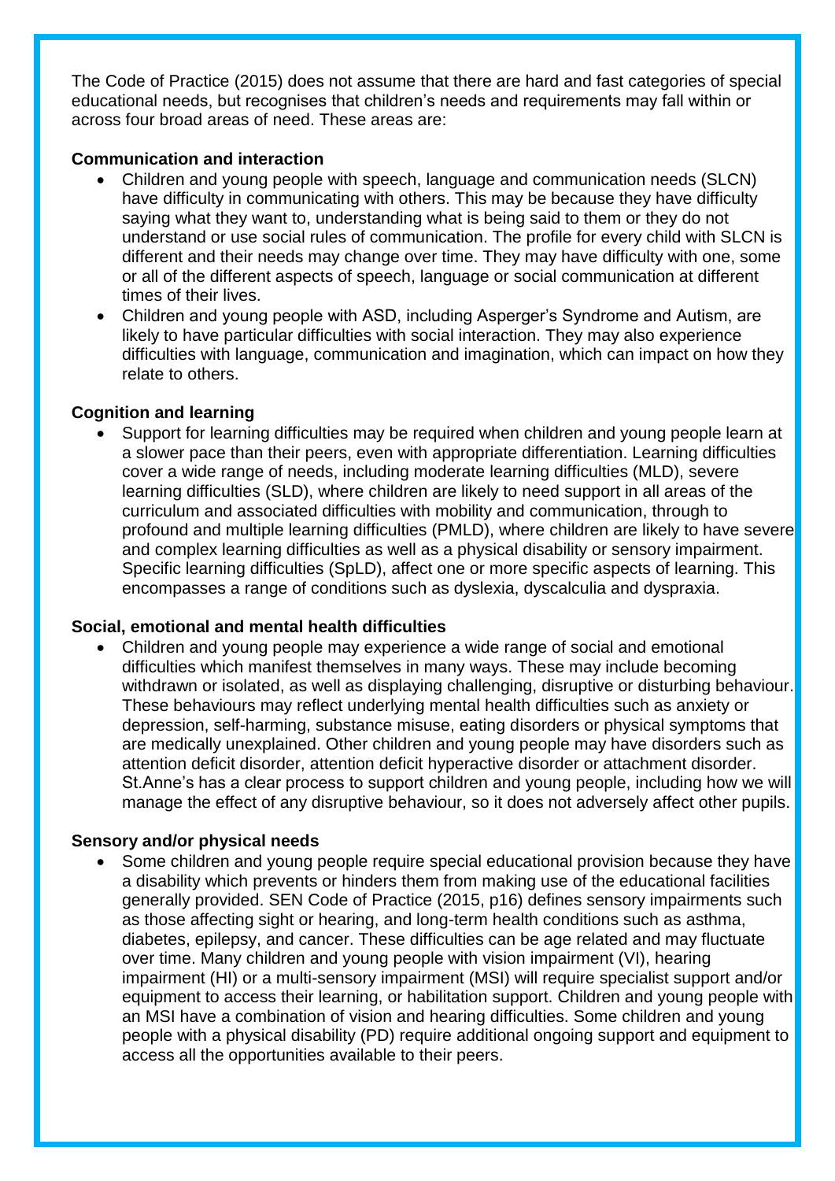The Code of Practice (2015) does not assume that there are hard and fast categories of special educational needs, but recognises that children's needs and requirements may fall within or across four broad areas of need. These areas are:

**Communication and interaction**

- Children and young people with speech, language and communication needs (SLCN) have difficulty in communicating with others. This may be because they have difficulty saying what they want to, understanding what is being said to them or they do not understand or use social rules of communication. The profile for every child with SLCN is different and their needs may change over time. They may have difficulty with one, some or all of the different aspects of speech, language or social communication at different times of their lives.
- Children and young people with ASD, including Asperger's Syndrome and Autism, are likely to have particular difficulties with social interaction. They may also experience difficulties with language, communication and imagination, which can impact on how they relate to others.

**Cognition and learning**

- Support for learning difficulties may be required when children and young people learn at a slower pace than their peers, even with appropriate differentiation. Learning difficulties cover a wide range of needs, including moderate learning difficulties (MLD), severe learning difficulties (SLD), where children are likely to need support in all areas of the curriculum and associated difficulties with mobility and communication, through to profound and multiple learning difficulties (PMLD), where children are likely to have severe and complex learning difficulties as well as a physical disability or sensory impairment. Specific learning difficulties (SpLD), affect one or more specific aspects of learning. This encompasses a range of conditions such as dyslexia, dyscalculia and dyspraxia.

**Social, emotional and mental health difficulties**

- Children and young people may experience a wide range of social and emotional difficulties which manifest themselves in many ways. These may include becoming withdrawn or isolated, as well as displaying challenging, disruptive or disturbing behaviour. These behaviours may reflect underlying mental health difficulties such as anxiety or depression, self-harming, substance misuse, eating disorders or physical symptoms that are medically unexplained. Other children and young people may have disorders such as attention deficit disorder, attention deficit hyperactive disorder or attachment disorder. St.Anne's has a clear process to support children and young people, including how we will manage the effect of any disruptive behaviour, so it does not adversely affect other pupils.

**Sensory and/or physical needs**

- Some children and young people require special educational provision because they have a disability which prevents or hinders them from making use of the educational facilities generally provided. SEN Code of Practice (2015, p16) defines sensory impairments such as those affecting sight or hearing, and long-term health conditions such as asthma, diabetes, epilepsy, and cancer. These difficulties can be age related and may fluctuate over time. Many children and young people with vision impairment (VI), hearing impairment (HI) or a multi-sensory impairment (MSI) will require specialist support and/or equipment to access their learning, or habilitation support. Children and young people with an MSI have a combination of vision and hearing difficulties. Some children and young people with a physical disability (PD) require additional ongoing support and equipment to access all the opportunities available to their peers.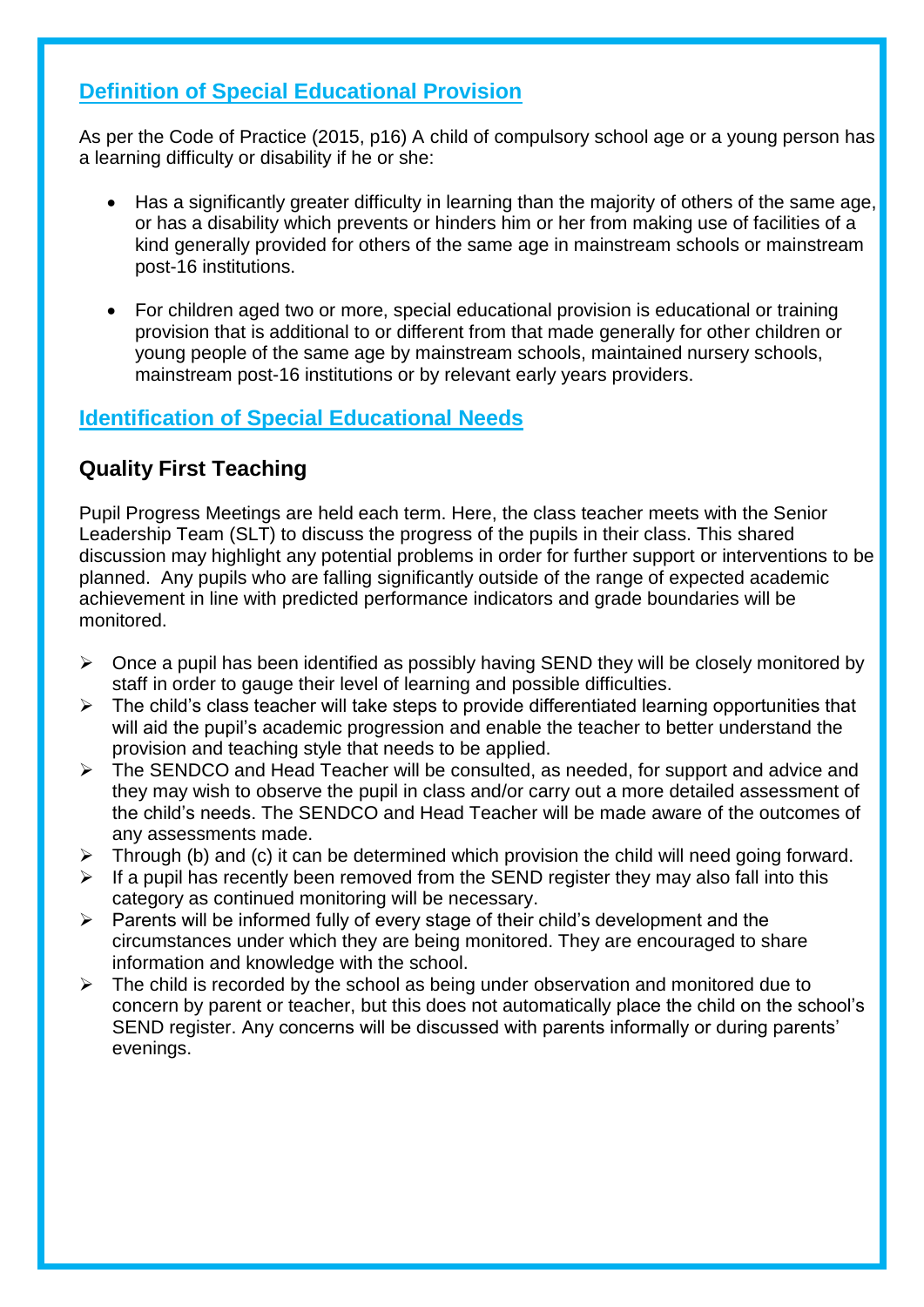## Definition of Special Educational Provision

As per the Code of Practice (2015, p16) A child of compulsory school age or a young person has a learning difficulty or disability if he or she:

- Has a significantly greater difficulty in learning than the majority of others of the same age, or has a disability which prevents or hinders him or her from making use of facilities of a kind generally provided for others of the same age in mainstream schools or mainstream post-16 institutions.

- For children aged two or more, special educational provision is educational or training provision that is additional to or different from that made generally for other children or young people of the same age by mainstream schools, maintained nursery schools, mainstream post-16 institutions or by relevant early years providers.

## Identification of Special Educational Needs

### Quality First Teaching

Pupil Progress Meetings are held each term. Here, the class teacher meets with the Senior Leadership Team (SLT) to discuss the progress of the pupils in their class. This shared discussion may highlight any potential problems in order for further support or interventions to be planned. Any pupils who are falling significantly outside of the range of expected academic achievement in line with predicted performance indicators and grade boundaries will be monitored.

- Once a pupil has been identified as possibly having SEND they will be closely monitored by staff in order to gauge their level of learning and possible difficulties.
- The child's class teacher will take steps to provide differentiated learning opportunities that will aid the pupil's academic progression and enable the teacher to better understand the provision and teaching style that needs to be applied.
- The SENDCO and Head Teacher will be consulted, as needed, for support and advice and they may wish to observe the pupil in class and/or carry out a more detailed assessment of the child's needs. The SENDCO and Head Teacher will be made aware of the outcomes of any assessments made.
- Through (b) and (c) it can be determined which provision the child will need going forward.
- If a pupil has recently been removed from the SEND register they may also fall into this category as continued monitoring will be necessary.
- Parents will be informed fully of every stage of their child's development and the circumstances under which they are being monitored. They are encouraged to share information and knowledge with the school.
- The child is recorded by the school as being under observation and monitored due to concern by parent or teacher, but this does not automatically place the child on the school's SEND register. Any concerns will be discussed with parents informally or during parents' evenings.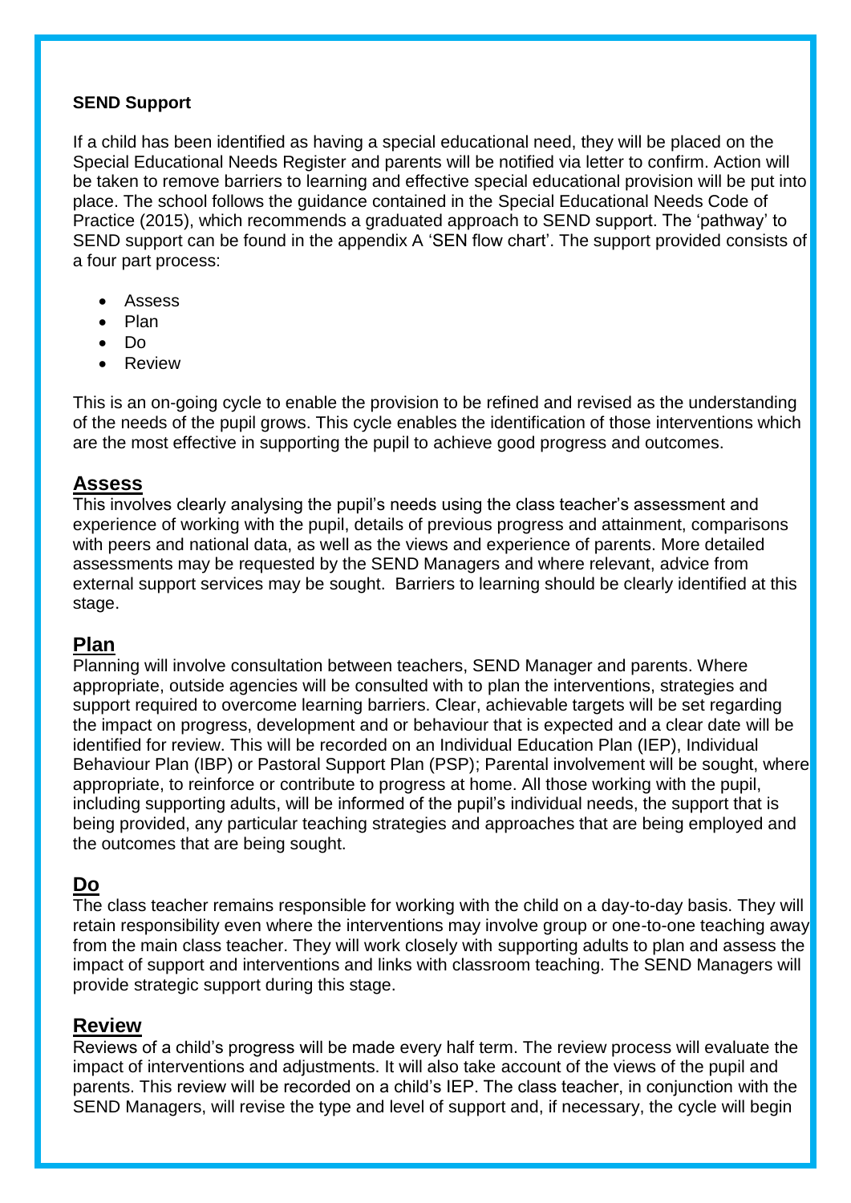**SEND Support**

If a child has been identified as having a special educational need, they will be placed on the Special Educational Needs Register and parents will be notified via letter to confirm. Action will be taken to remove barriers to learning and effective special educational provision will be put into place. The school follows the guidance contained in the Special Educational Needs Code of Practice (2015), which recommends a graduated approach to SEND support. The 'pathway' to SEND support can be found in the appendix A 'SEN flow chart'. The support provided consists of a four part process:

- Assess
- Plan
- Do
- Review

This is an on-going cycle to enable the provision to be refined and revised as the understanding of the needs of the pupil grows. This cycle enables the identification of those interventions which are the most effective in supporting the pupil to achieve good progress and outcomes.

## Assess

This involves clearly analysing the pupil's needs using the class teacher's assessment and experience of working with the pupil, details of previous progress and attainment, comparisons with peers and national data, as well as the views and experience of parents. More detailed assessments may be requested by the SEND Managers and where relevant, advice from external support services may be sought. Barriers to learning should be clearly identified at this stage.

## Plan

Planning will involve consultation between teachers, SEND Manager and parents. Where appropriate, outside agencies will be consulted with to plan the interventions, strategies and support required to overcome learning barriers. Clear, achievable targets will be set regarding the impact on progress, development and or behaviour that is expected and a clear date will be identified for review. This will be recorded on an Individual Education Plan (IEP), Individual Behaviour Plan (IBP) or Pastoral Support Plan (PSP); Parental involvement will be sought, where appropriate, to reinforce or contribute to progress at home. All those working with the pupil, including supporting adults, will be informed of the pupil's individual needs, the support that is being provided, any particular teaching strategies and approaches that are being employed and the outcomes that are being sought.

## Do

The class teacher remains responsible for working with the child on a day-to-day basis. They will retain responsibility even where the interventions may involve group or one-to-one teaching away from the main class teacher. They will work closely with supporting adults to plan and assess the impact of support and interventions and links with classroom teaching. The SEND Managers will provide strategic support during this stage.

## Review

Reviews of a child's progress will be made every half term. The review process will evaluate the impact of interventions and adjustments. It will also take account of the views of the pupil and parents. This review will be recorded on a child's IEP. The class teacher, in conjunction with the SEND Managers, will revise the type and level of support and, if necessary, the cycle will begin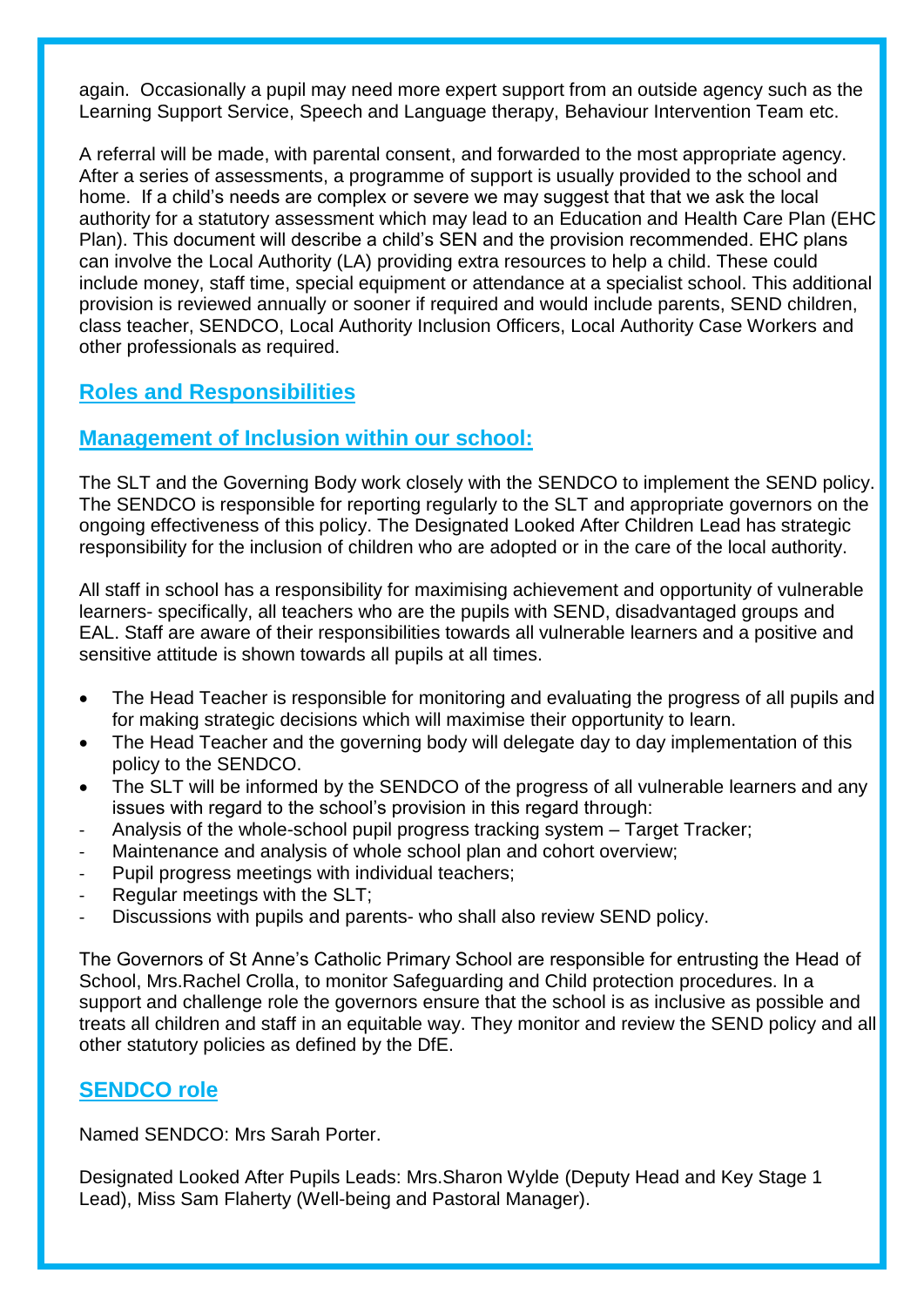again. Occasionally a pupil may need more expert support from an outside agency such as the Learning Support Service, Speech and Language therapy, Behaviour Intervention Team etc.

A referral will be made, with parental consent, and forwarded to the most appropriate agency. After a series of assessments, a programme of support is usually provided to the school and home. If a child's needs are complex or severe we may suggest that that we ask the local authority for a statutory assessment which may lead to an Education and Health Care Plan (EHC Plan). This document will describe a child's SEN and the provision recommended. EHC plans can involve the Local Authority (LA) providing extra resources to help a child. These could include money, staff time, special equipment or attendance at a specialist school. This additional provision is reviewed annually or sooner if required and would include parents, SEND children, class teacher, SENDCO, Local Authority Inclusion Officers, Local Authority Case Workers and other professionals as required.

## Roles and Responsibilities

## Management of Inclusion within our school:

The SLT and the Governing Body work closely with the SENDCO to implement the SEND policy. The SENDCO is responsible for reporting regularly to the SLT and appropriate governors on the ongoing effectiveness of this policy. The Designated Looked After Children Lead has strategic responsibility for the inclusion of children who are adopted or in the care of the local authority.

All staff in school has a responsibility for maximising achievement and opportunity of vulnerable learners- specifically, all teachers who are the pupils with SEND, disadvantaged groups and EAL. Staff are aware of their responsibilities towards all vulnerable learners and a positive and sensitive attitude is shown towards all pupils at all times.

- The Head Teacher is responsible for monitoring and evaluating the progress of all pupils and for making strategic decisions which will maximise their opportunity to learn.
- The Head Teacher and the governing body will delegate day to day implementation of this policy to the SENDCO.
- The SLT will be informed by the SENDCO of the progress of all vulnerable learners and any issues with regard to the school's provision in this regard through:
  - Analysis of the whole-school pupil progress tracking system – Target Tracker;
  - Maintenance and analysis of whole school plan and cohort overview;
  - Pupil progress meetings with individual teachers;
  - Regular meetings with the SLT;
  - Discussions with pupils and parents- who shall also review SEND policy.

The Governors of St Anne's Catholic Primary School are responsible for entrusting the Head of School, Mrs.Rachel Crolla, to monitor Safeguarding and Child protection procedures. In a support and challenge role the governors ensure that the school is as inclusive as possible and treats all children and staff in an equitable way. They monitor and review the SEND policy and all other statutory policies as defined by the DfE.

## SENDCO role

Named SENDCO: Mrs Sarah Porter.

Designated Looked After Pupils Leads: Mrs.Sharon Wylde (Deputy Head and Key Stage 1 Lead), Miss Sam Flaherty (Well-being and Pastoral Manager).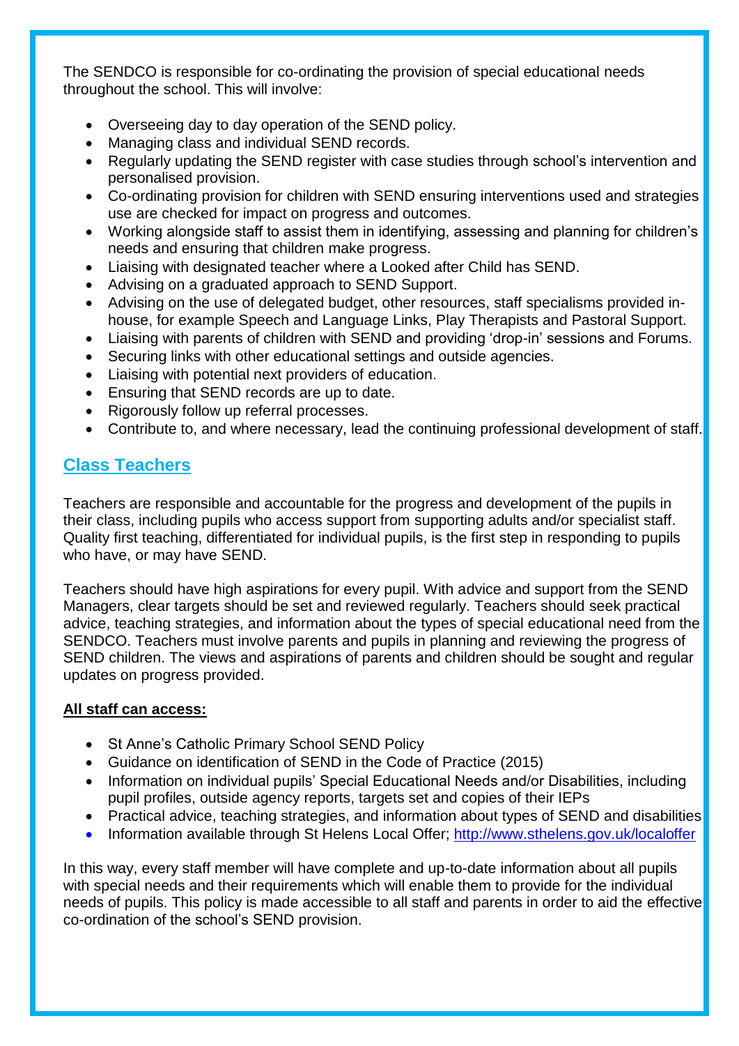The SENDCO is responsible for co-ordinating the provision of special educational needs throughout the school. This will involve:

- Overseeing day to day operation of the SEND policy.
- Managing class and individual SEND records.
- Regularly updating the SEND register with case studies through school's intervention and personalised provision.
- Co-ordinating provision for children with SEND ensuring interventions used and strategies use are checked for impact on progress and outcomes.
- Working alongside staff to assist them in identifying, assessing and planning for children's needs and ensuring that children make progress.
- Liaising with designated teacher where a Looked after Child has SEND.
- Advising on a graduated approach to SEND Support.
- Advising on the use of delegated budget, other resources, staff specialisms provided in-house, for example Speech and Language Links, Play Therapists and Pastoral Support.
- Liaising with parents of children with SEND and providing 'drop-in' sessions and Forums.
- Securing links with other educational settings and outside agencies.
- Liaising with potential next providers of education.
- Ensuring that SEND records are up to date.
- Rigorously follow up referral processes.
- Contribute to, and where necessary, lead the continuing professional development of staff.

## Class Teachers

Teachers are responsible and accountable for the progress and development of the pupils in their class, including pupils who access support from supporting adults and/or specialist staff. Quality first teaching, differentiated for individual pupils, is the first step in responding to pupils who have, or may have SEND.

Teachers should have high aspirations for every pupil. With advice and support from the SEND Managers, clear targets should be set and reviewed regularly. Teachers should seek practical advice, teaching strategies, and information about the types of special educational need from the SENDCO. Teachers must involve parents and pupils in planning and reviewing the progress of SEND children. The views and aspirations of parents and children should be sought and regular updates on progress provided.

**All staff can access:**

- St Anne's Catholic Primary School SEND Policy
- Guidance on identification of SEND in the Code of Practice (2015)
- Information on individual pupils' Special Educational Needs and/or Disabilities, including pupil profiles, outside agency reports, targets set and copies of their IEPs
- Practical advice, teaching strategies, and information about types of SEND and disabilities
- Information available through St Helens Local Offer; http://www.sthelens.gov.uk/localoffer

In this way, every staff member will have complete and up-to-date information about all pupils with special needs and their requirements which will enable them to provide for the individual needs of pupils. This policy is made accessible to all staff and parents in order to aid the effective co-ordination of the school's SEND provision.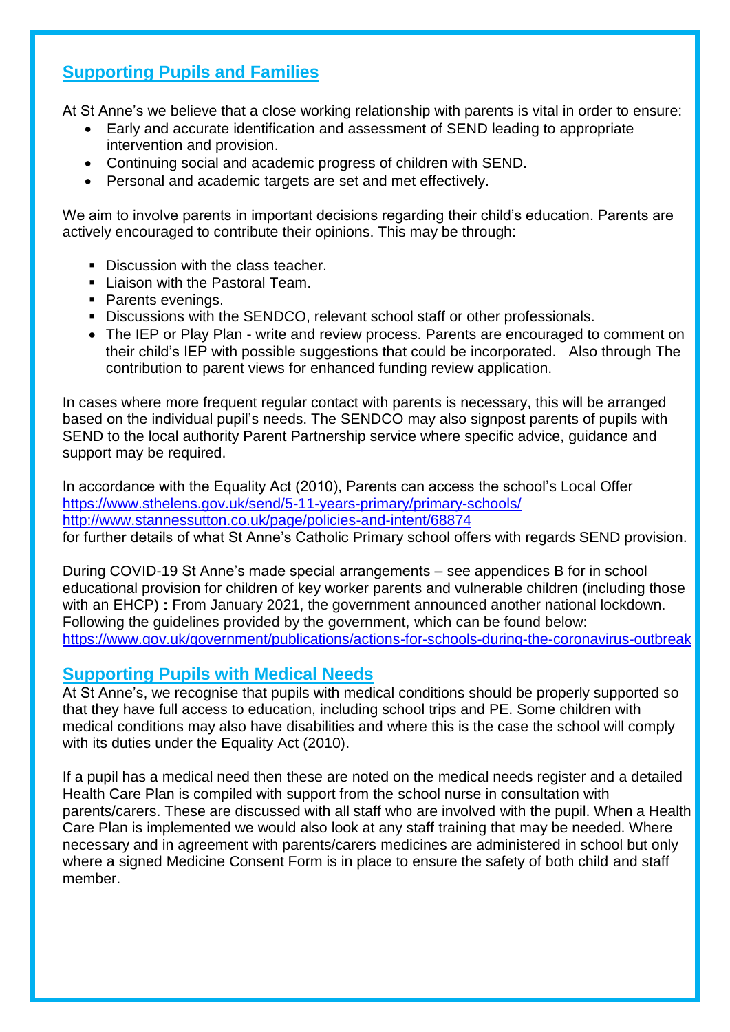## Supporting Pupils and Families

At St Anne's we believe that a close working relationship with parents is vital in order to ensure:

- Early and accurate identification and assessment of SEND leading to appropriate intervention and provision.
- Continuing social and academic progress of children with SEND.
- Personal and academic targets are set and met effectively.

We aim to involve parents in important decisions regarding their child's education. Parents are actively encouraged to contribute their opinions. This may be through:

- Discussion with the class teacher.
- Liaison with the Pastoral Team.
- Parents evenings.
- Discussions with the SENDCO, relevant school staff or other professionals.
- The IEP or Play Plan - write and review process. Parents are encouraged to comment on their child's IEP with possible suggestions that could be incorporated. Also through The contribution to parent views for enhanced funding review application.

In cases where more frequent regular contact with parents is necessary, this will be arranged based on the individual pupil's needs. The SENDCO may also signpost parents of pupils with SEND to the local authority Parent Partnership service where specific advice, guidance and support may be required.

In accordance with the Equality Act (2010), Parents can access the school's Local Offer
https://www.sthelens.gov.uk/send/5-11-years-primary/primary-schools/
http://www.stannessutton.co.uk/page/policies-and-intent/68874
for further details of what St Anne's Catholic Primary school offers with regards SEND provision.

During COVID-19 St Anne's made special arrangements – see appendices B for in school educational provision for children of key worker parents and vulnerable children (including those with an EHCP) **:** From January 2021, the government announced another national lockdown. Following the guidelines provided by the government, which can be found below:
https://www.gov.uk/government/publications/actions-for-schools-during-the-coronavirus-outbreak

## Supporting Pupils with Medical Needs

At St Anne's, we recognise that pupils with medical conditions should be properly supported so that they have full access to education, including school trips and PE. Some children with medical conditions may also have disabilities and where this is the case the school will comply with its duties under the Equality Act (2010).

If a pupil has a medical need then these are noted on the medical needs register and a detailed Health Care Plan is compiled with support from the school nurse in consultation with parents/carers. These are discussed with all staff who are involved with the pupil. When a Health Care Plan is implemented we would also look at any staff training that may be needed. Where necessary and in agreement with parents/carers medicines are administered in school but only where a signed Medicine Consent Form is in place to ensure the safety of both child and staff member.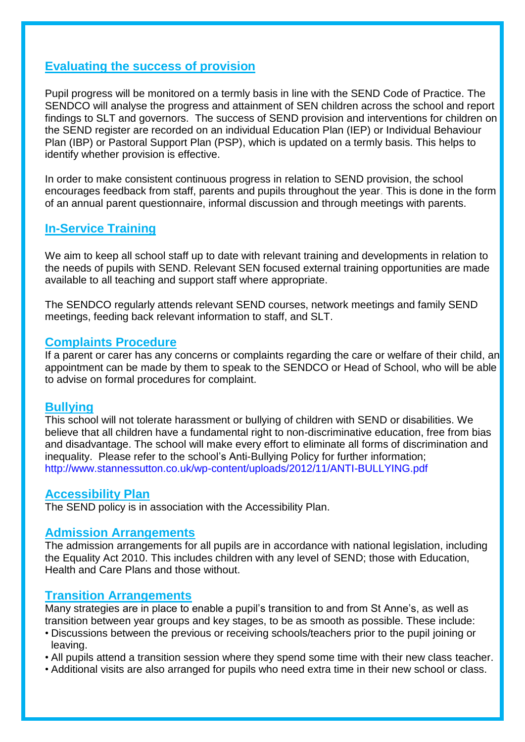## Evaluating the success of provision

Pupil progress will be monitored on a termly basis in line with the SEND Code of Practice. The SENDCO will analyse the progress and attainment of SEN children across the school and report findings to SLT and governors. The success of SEND provision and interventions for children on the SEND register are recorded on an individual Education Plan (IEP) or Individual Behaviour Plan (IBP) or Pastoral Support Plan (PSP), which is updated on a termly basis. This helps to identify whether provision is effective.

In order to make consistent continuous progress in relation to SEND provision, the school encourages feedback from staff, parents and pupils throughout the year. This is done in the form of an annual parent questionnaire, informal discussion and through meetings with parents.

## In-Service Training

We aim to keep all school staff up to date with relevant training and developments in relation to the needs of pupils with SEND. Relevant SEN focused external training opportunities are made available to all teaching and support staff where appropriate.

The SENDCO regularly attends relevant SEND courses, network meetings and family SEND meetings, feeding back relevant information to staff, and SLT.

## Complaints Procedure

If a parent or carer has any concerns or complaints regarding the care or welfare of their child, an appointment can be made by them to speak to the SENDCO or Head of School, who will be able to advise on formal procedures for complaint.

## Bullying

This school will not tolerate harassment or bullying of children with SEND or disabilities. We believe that all children have a fundamental right to non-discriminative education, free from bias and disadvantage. The school will make every effort to eliminate all forms of discrimination and inequality. Please refer to the school's Anti-Bullying Policy for further information; http://www.stannessutton.co.uk/wp-content/uploads/2012/11/ANTI-BULLYING.pdf

## Accessibility Plan

The SEND policy is in association with the Accessibility Plan.

## Admission Arrangements

The admission arrangements for all pupils are in accordance with national legislation, including the Equality Act 2010. This includes children with any level of SEND; those with Education, Health and Care Plans and those without.

## Transition Arrangements

Many strategies are in place to enable a pupil's transition to and from St Anne's, as well as transition between year groups and key stages, to be as smooth as possible. These include:

- Discussions between the previous or receiving schools/teachers prior to the pupil joining or leaving.
- All pupils attend a transition session where they spend some time with their new class teacher.
- Additional visits are also arranged for pupils who need extra time in their new school or class.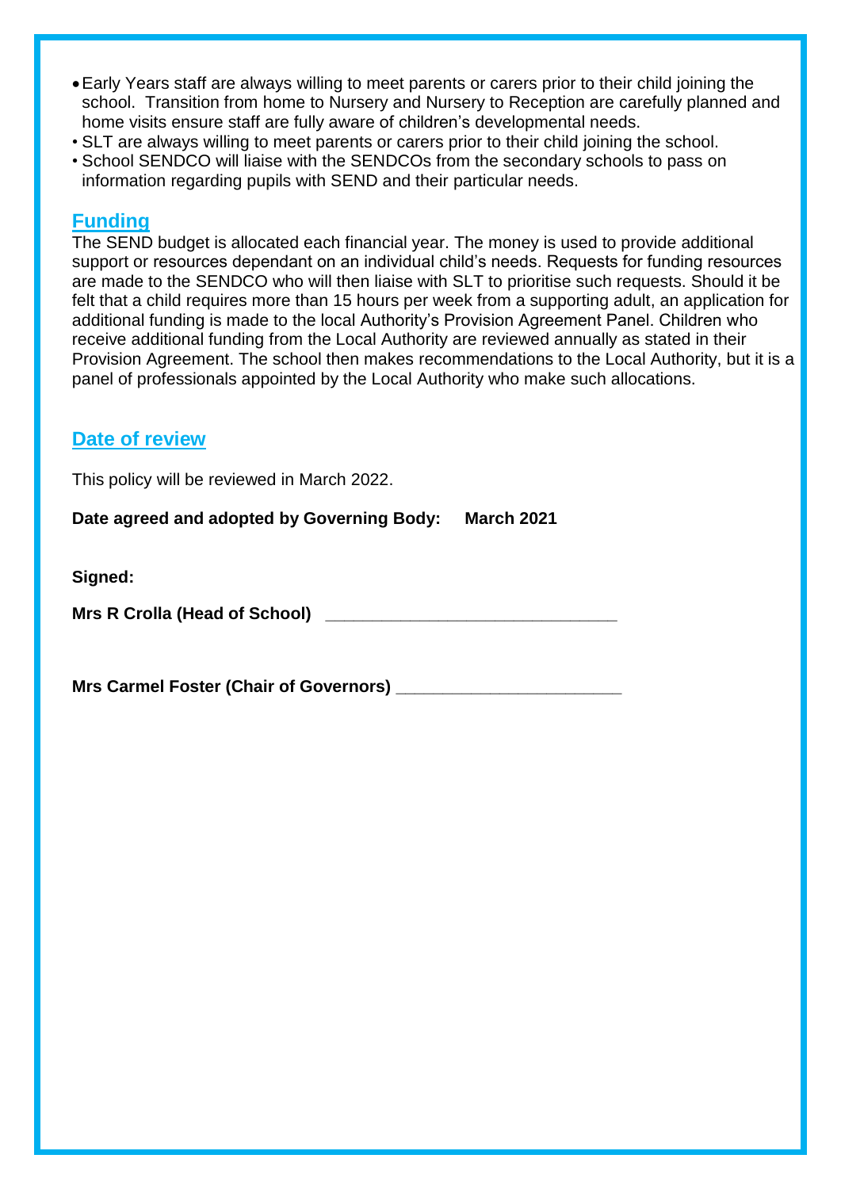- Early Years staff are always willing to meet parents or carers prior to their child joining the school. Transition from home to Nursery and Nursery to Reception are carefully planned and home visits ensure staff are fully aware of children's developmental needs.
- SLT are always willing to meet parents or carers prior to their child joining the school.
- School SENDCO will liaise with the SENDCOs from the secondary schools to pass on information regarding pupils with SEND and their particular needs.

## Funding

The SEND budget is allocated each financial year. The money is used to provide additional support or resources dependant on an individual child's needs. Requests for funding resources are made to the SENDCO who will then liaise with SLT to prioritise such requests. Should it be felt that a child requires more than 15 hours per week from a supporting adult, an application for additional funding is made to the local Authority's Provision Agreement Panel. Children who receive additional funding from the Local Authority are reviewed annually as stated in their Provision Agreement. The school then makes recommendations to the Local Authority, but it is a panel of professionals appointed by the Local Authority who make such allocations.

## Date of review

This policy will be reviewed in March 2022.

**Date agreed and adopted by Governing Body: March 2021**

**Signed:**

**Mrs R Crolla (Head of School)** ______________________________

**Mrs Carmel Foster (Chair of Governors)** ______________________